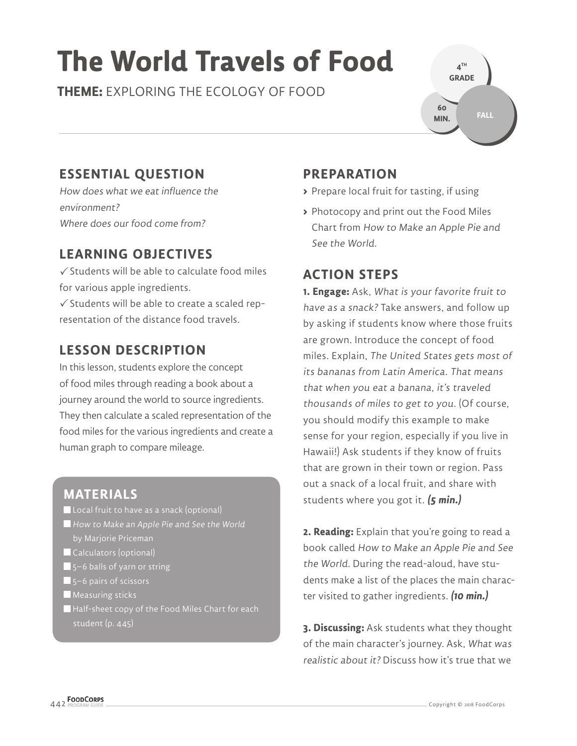# The World Travels of Food

**THEME:** EXPLORING THE ECOLOGY OF FOOD

4TH GRADE

60 MIN.

FALL

## ESSENTIAL QUESTION

*How does what we eat influence the environment?*
*Where does our food come from?*

## LEARNING OBJECTIVES

✓ Students will be able to calculate food miles for various apple ingredients.
✓ Students will be able to create a scaled representation of the distance food travels.

## LESSON DESCRIPTION

In this lesson, students explore the concept of food miles through reading a book about a journey around the world to source ingredients. They then calculate a scaled representation of the food miles for the various ingredients and create a human graph to compare mileage.

## MATERIALS

- Local fruit to have as a snack (optional)
- *How to Make an Apple Pie and See the World* by Marjorie Priceman
- Calculators (optional)
- 5–6 balls of yarn or string
- 5–6 pairs of scissors
- Measuring sticks
- Half-sheet copy of the Food Miles Chart for each student (p. 445)

## PREPARATION

- Prepare local fruit for tasting, if using
- Photocopy and print out the Food Miles Chart from *How to Make an Apple Pie and See the World.*

## ACTION STEPS

**1. Engage:** Ask, *What is your favorite fruit to have as a snack?* Take answers, and follow up by asking if students know where those fruits are grown. Introduce the concept of food miles. Explain, *The United States gets most of its bananas from Latin America. That means that when you eat a banana, it's traveled thousands of miles to get to you.* (Of course, you should modify this example to make sense for your region, especially if you live in Hawaii!) Ask students if they know of fruits that are grown in their town or region. Pass out a snack of a local fruit, and share with students where you got it. ***(5 min.)***

**2. Reading:** Explain that you're going to read a book called *How to Make an Apple Pie and See the World.* During the read-aloud, have students make a list of the places the main character visited to gather ingredients. ***(10 min.)***

**3. Discussing:** Ask students what they thought of the main character's journey. Ask, *What was realistic about it?* Discuss how it's true that we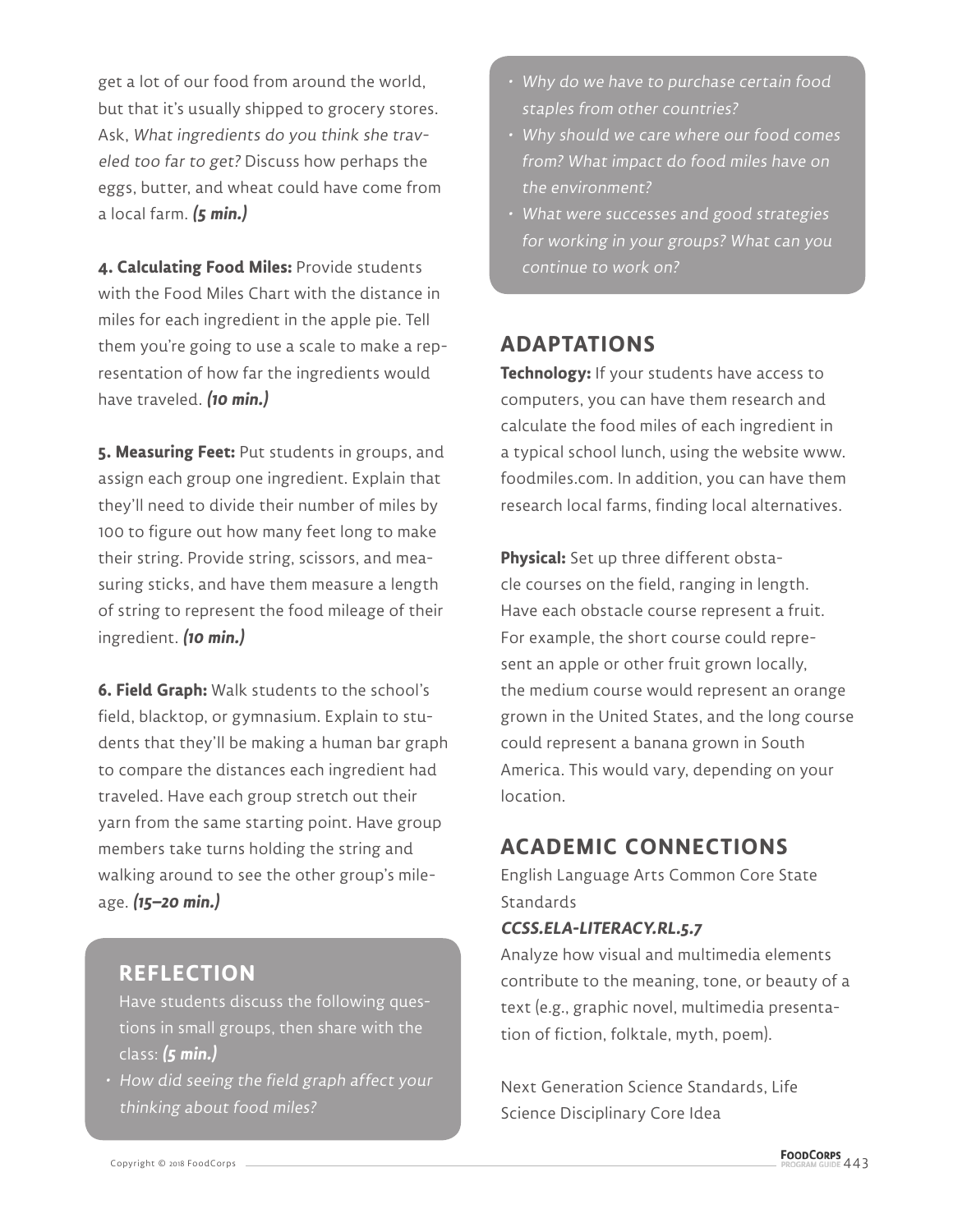get a lot of our food from around the world, but that it's usually shipped to grocery stores. Ask, *What ingredients do you think she traveled too far to get?* Discuss how perhaps the eggs, butter, and wheat could have come from a local farm. ***(5 min.)***

**4. Calculating Food Miles:** Provide students with the Food Miles Chart with the distance in miles for each ingredient in the apple pie. Tell them you're going to use a scale to make a representation of how far the ingredients would have traveled. ***(10 min.)***

**5. Measuring Feet:** Put students in groups, and assign each group one ingredient. Explain that they'll need to divide their number of miles by 100 to figure out how many feet long to make their string. Provide string, scissors, and measuring sticks, and have them measure a length of string to represent the food mileage of their ingredient. ***(10 min.)***

**6. Field Graph:** Walk students to the school's field, blacktop, or gymnasium. Explain to students that they'll be making a human bar graph to compare the distances each ingredient had traveled. Have each group stretch out their yarn from the same starting point. Have group members take turns holding the string and walking around to see the other group's mileage. ***(15–20 min.)***

## REFLECTION

Have students discuss the following questions in small groups, then share with the class: ***(5 min.)***

- *How did seeing the field graph affect your thinking about food miles?*
- *Why do we have to purchase certain food staples from other countries?*
- *Why should we care where our food comes from? What impact do food miles have on the environment?*
- *What were successes and good strategies for working in your groups? What can you continue to work on?*

## ADAPTATIONS

**Technology:** If your students have access to computers, you can have them research and calculate the food miles of each ingredient in a typical school lunch, using the website www.foodmiles.com. In addition, you can have them research local farms, finding local alternatives.

**Physical:** Set up three different obstacle courses on the field, ranging in length. Have each obstacle course represent a fruit. For example, the short course could represent an apple or other fruit grown locally, the medium course would represent an orange grown in the United States, and the long course could represent a banana grown in South America. This would vary, depending on your location.

## ACADEMIC CONNECTIONS

English Language Arts Common Core State Standards

***CCSS.ELA-LITERACY.RL.5.7***

Analyze how visual and multimedia elements contribute to the meaning, tone, or beauty of a text (e.g., graphic novel, multimedia presentation of fiction, folktale, myth, poem).

Next Generation Science Standards, Life Science Disciplinary Core Idea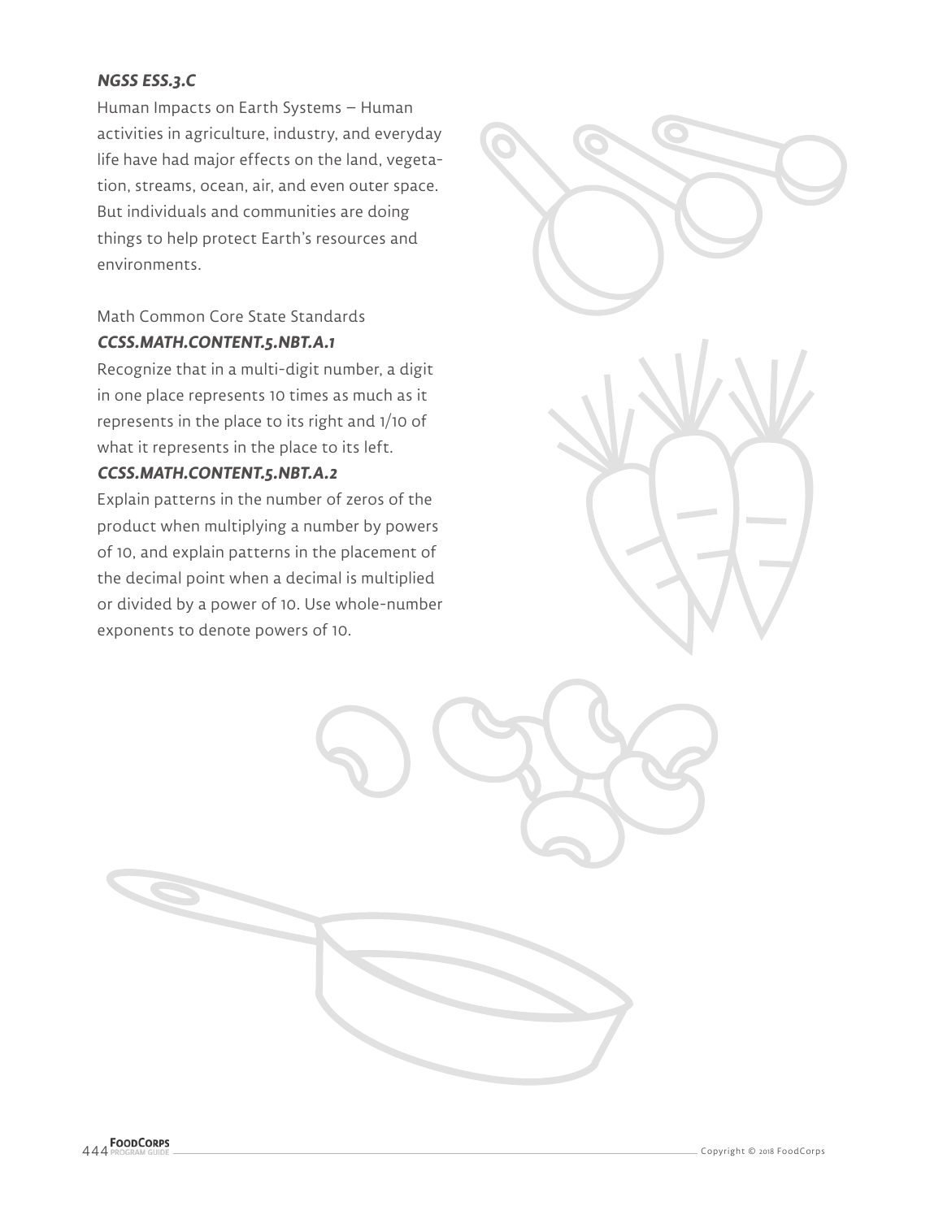***NGSS ESS.3.C***

Human Impacts on Earth Systems – Human activities in agriculture, industry, and everyday life have had major effects on the land, vegetation, streams, ocean, air, and even outer space. But individuals and communities are doing things to help protect Earth's resources and environments.

Math Common Core State Standards

***CCSS.MATH.CONTENT.5.NBT.A.1***

Recognize that in a multi-digit number, a digit in one place represents 10 times as much as it represents in the place to its right and 1/10 of what it represents in the place to its left.

***CCSS.MATH.CONTENT.5.NBT.A.2***

Explain patterns in the number of zeros of the product when multiplying a number by powers of 10, and explain patterns in the placement of the decimal point when a decimal is multiplied or divided by a power of 10. Use whole-number exponents to denote powers of 10.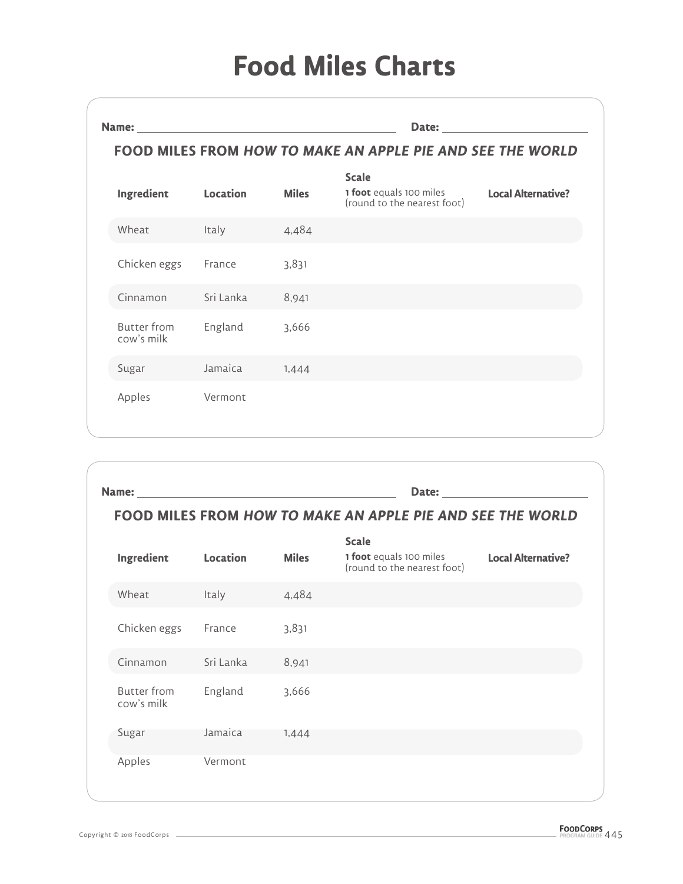# Food Miles Charts

**Name:** ______________________________ **Date:** ____________________

**FOOD MILES FROM *HOW TO MAKE AN APPLE PIE AND SEE THE WORLD***

| Ingredient | Location | Miles | Scale<br>**1 foot** equals 100 miles (round to the nearest foot) | Local Alternative? |
|---|---|---|---|---|
| Wheat | Italy | 4,484 | | |
| Chicken eggs | France | 3,831 | | |
| Cinnamon | Sri Lanka | 8,941 | | |
| Butter from cow's milk | England | 3,666 | | |
| Sugar | Jamaica | 1,444 | | |
| Apples | Vermont | | | |

**Name:** ______________________________ **Date:** ____________________

**FOOD MILES FROM *HOW TO MAKE AN APPLE PIE AND SEE THE WORLD***

| Ingredient | Location | Miles | Scale<br>**1 foot** equals 100 miles (round to the nearest foot) | Local Alternative? |
|---|---|---|---|---|
| Wheat | Italy | 4,484 | | |
| Chicken eggs | France | 3,831 | | |
| Cinnamon | Sri Lanka | 8,941 | | |
| Butter from cow's milk | England | 3,666 | | |
| Sugar | Jamaica | 1,444 | | |
| Apples | Vermont | | | |

Copyright © 2018 FoodCorps